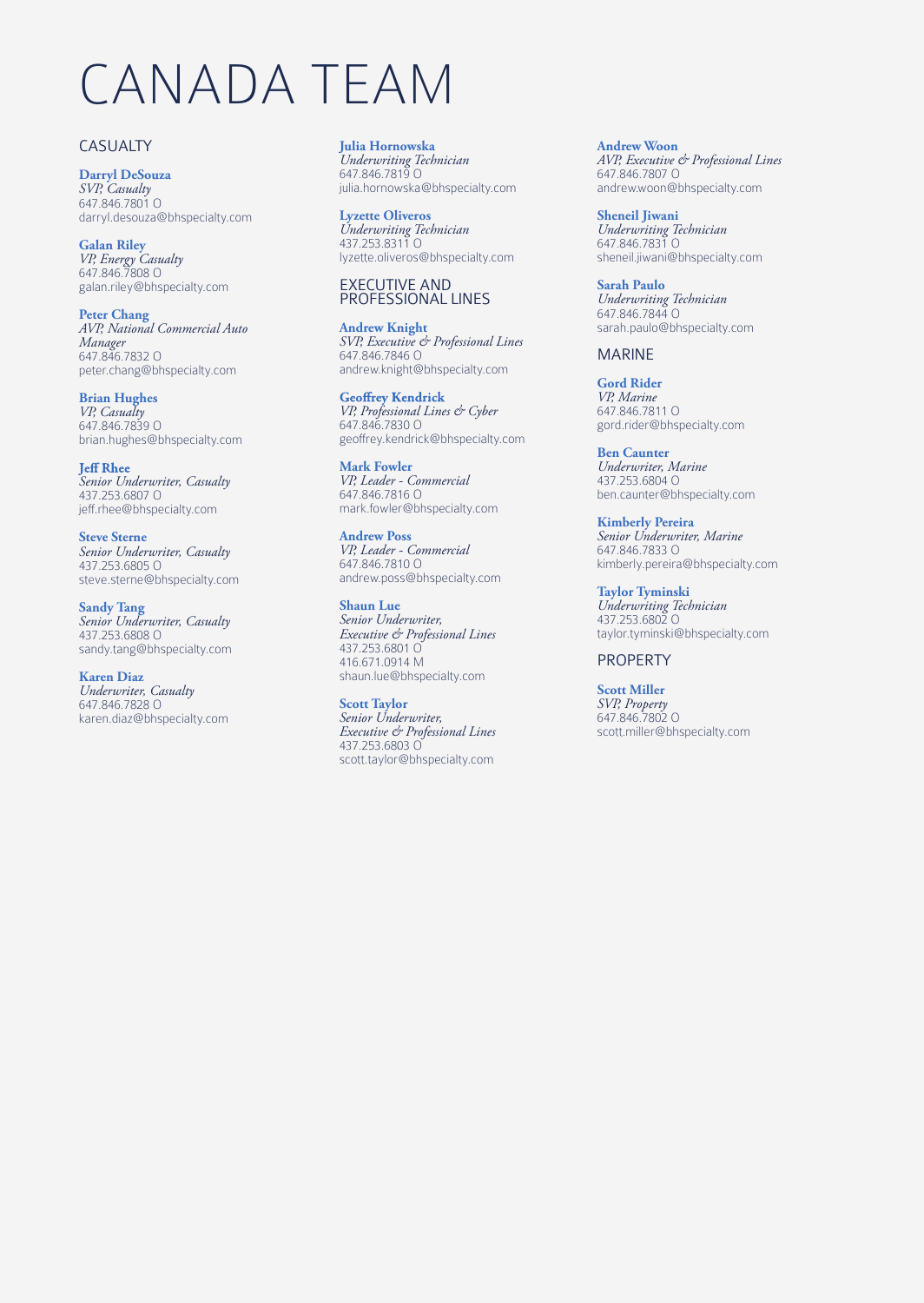# CANADA TEAM

## CASUALTY

**Darryl DeSouza**
*SVP, Casualty*
647.846.7801 O
darryl.desouza@bhspecialty.com

**Galan Riley**
*VP, Energy Casualty*
647.846.7808 O
galan.riley@bhspecialty.com

**Peter Chang**
*AVP, National Commercial Auto Manager*
647.846.7832 O
peter.chang@bhspecialty.com

**Brian Hughes**
*VP, Casualty*
647.846.7839 O
brian.hughes@bhspecialty.com

**Jeff Rhee**
*Senior Underwriter, Casualty*
437.253.6807 O
jeff.rhee@bhspecialty.com

**Steve Sterne**
*Senior Underwriter, Casualty*
437.253.6805 O
steve.sterne@bhspecialty.com

**Sandy Tang**
*Senior Underwriter, Casualty*
437.253.6808 O
sandy.tang@bhspecialty.com

**Karen Diaz**
*Underwriter, Casualty*
647.846.7828 O
karen.diaz@bhspecialty.com

**Julia Hornowska**
*Underwriting Technician*
647.846.7819 O
julia.hornowska@bhspecialty.com

**Lyzette Oliveros**
*Underwriting Technician*
437.253.8311 O
lyzette.oliveros@bhspecialty.com

## EXECUTIVE AND PROFESSIONAL LINES

**Andrew Knight**
*SVP, Executive & Professional Lines*
647.846.7846 O
andrew.knight@bhspecialty.com

**Geoffrey Kendrick**
*VP, Professional Lines & Cyber*
647.846.7830 O
geoffrey.kendrick@bhspecialty.com

**Mark Fowler**
*VP, Leader - Commercial*
647.846.7816 O
mark.fowler@bhspecialty.com

**Andrew Poss**
*VP, Leader - Commercial*
647.846.7810 O
andrew.poss@bhspecialty.com

**Shaun Lue**
*Senior Underwriter, Executive & Professional Lines*
437.253.6801 O
416.671.0914 M
shaun.lue@bhspecialty.com

**Scott Taylor**
*Senior Underwriter, Executive & Professional Lines*
437.253.6803 O
scott.taylor@bhspecialty.com

**Andrew Woon**
*AVP, Executive & Professional Lines*
647.846.7807 O
andrew.woon@bhspecialty.com

**Sheneil Jiwani**
*Underwriting Technician*
647.846.7831 O
sheneil.jiwani@bhspecialty.com

**Sarah Paulo**
*Underwriting Technician*
647.846.7844 O
sarah.paulo@bhspecialty.com

## MARINE

**Gord Rider**
*VP, Marine*
647.846.7811 O
gord.rider@bhspecialty.com

**Ben Caunter**
*Underwriter, Marine*
437.253.6804 O
ben.caunter@bhspecialty.com

**Kimberly Pereira**
*Senior Underwriter, Marine*
647.846.7833 O
kimberly.pereira@bhspecialty.com

**Taylor Tyminski**
*Underwriting Technician*
437.253.6802 O
taylor.tyminski@bhspecialty.com

## PROPERTY

**Scott Miller**
*SVP, Property*
647.846.7802 O
scott.miller@bhspecialty.com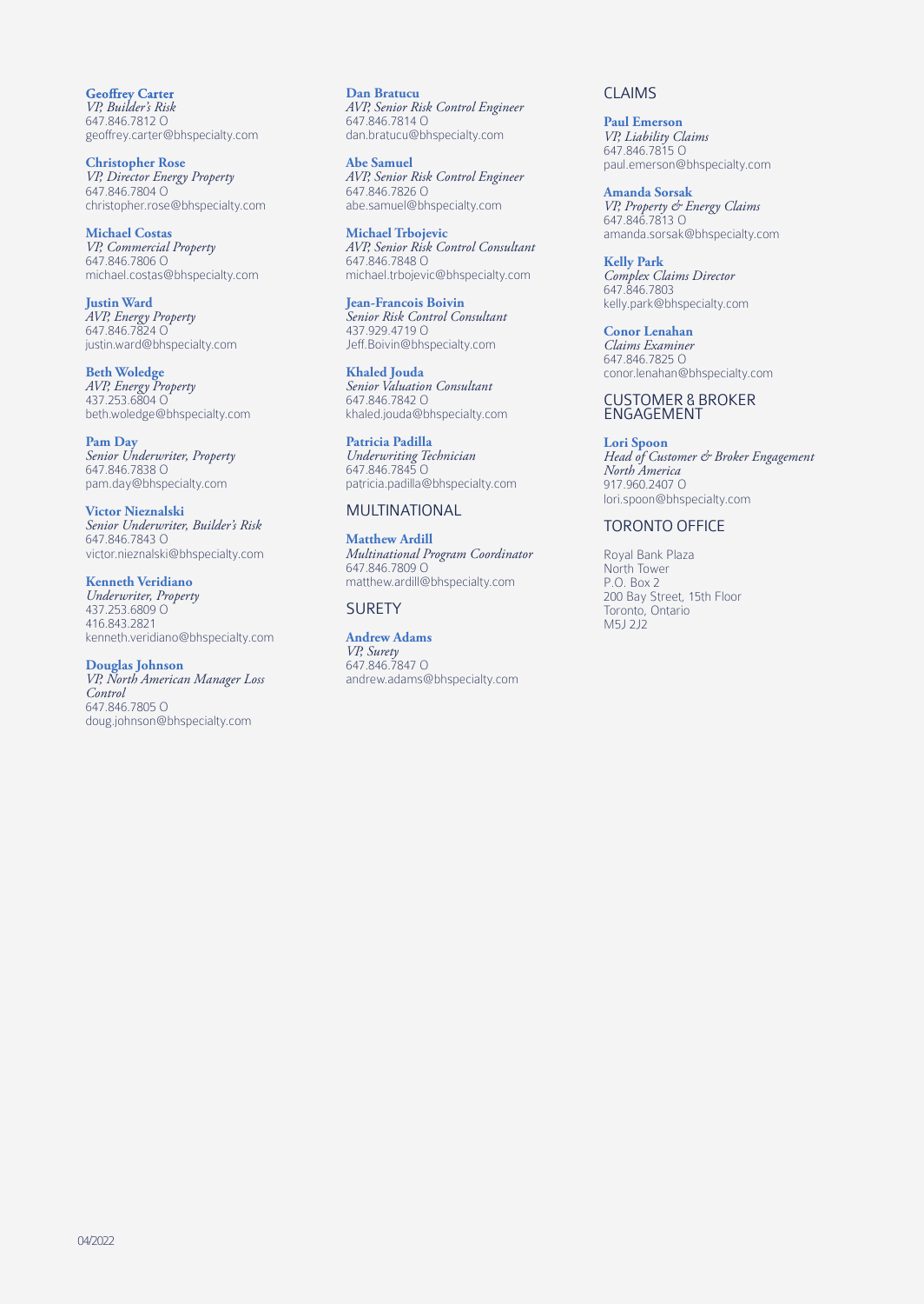**Geoffrey Carter**
*VP, Builder's Risk*
647.846.7812 O
geoffrey.carter@bhspecialty.com

**Christopher Rose**
*VP, Director Energy Property*
647.846.7804 O
christopher.rose@bhspecialty.com

**Michael Costas**
*VP, Commercial Property*
647.846.7806 O
michael.costas@bhspecialty.com

**Justin Ward**
*AVP, Energy Property*
647.846.7824 O
justin.ward@bhspecialty.com

**Beth Woledge**
*AVP, Energy Property*
437.253.6804 O
beth.woledge@bhspecialty.com

**Pam Day**
*Senior Underwriter, Property*
647.846.7838 O
pam.day@bhspecialty.com

**Victor Nieznalski**
*Senior Underwriter, Builder's Risk*
647.846.7843 O
victor.nieznalski@bhspecialty.com

**Kenneth Veridiano**
*Underwriter, Property*
437.253.6809 O
416.843.2821
kenneth.veridiano@bhspecialty.com

**Douglas Johnson**
*VP, North American Manager Loss Control*
647.846.7805 O
doug.johnson@bhspecialty.com

**Dan Bratucu**
*AVP, Senior Risk Control Engineer*
647.846.7814 O
dan.bratucu@bhspecialty.com

**Abe Samuel**
*AVP, Senior Risk Control Engineer*
647.846.7826 O
abe.samuel@bhspecialty.com

**Michael Trbojevic**
*AVP, Senior Risk Control Consultant*
647.846.7848 O
michael.trbojevic@bhspecialty.com

**Jean-Francois Boivin**
*Senior Risk Control Consultant*
437.929.4719 O
Jeff.Boivin@bhspecialty.com

**Khaled Jouda**
*Senior Valuation Consultant*
647.846.7842 O
khaled.jouda@bhspecialty.com

**Patricia Padilla**
*Underwriting Technician*
647.846.7845 O
patricia.padilla@bhspecialty.com

## MULTINATIONAL

**Matthew Ardill**
*Multinational Program Coordinator*
647.846.7809 O
matthew.ardill@bhspecialty.com

## SURETY

**Andrew Adams**
*VP, Surety*
647.846.7847 O
andrew.adams@bhspecialty.com

## CLAIMS

**Paul Emerson**
*VP, Liability Claims*
647.846.7815 O
paul.emerson@bhspecialty.com

**Amanda Sorsak**
*VP, Property & Energy Claims*
647.846.7813 O
amanda.sorsak@bhspecialty.com

**Kelly Park**
*Complex Claims Director*
647.846.7803
kelly.park@bhspecialty.com

**Conor Lenahan**
*Claims Examiner*
647.846.7825 O
conor.lenahan@bhspecialty.com

## CUSTOMER & BROKER ENGAGEMENT

**Lori Spoon**
*Head of Customer & Broker Engagement North America*
917.960.2407 O
lori.spoon@bhspecialty.com

## TORONTO OFFICE

Royal Bank Plaza
North Tower
P.O. Box 2
200 Bay Street, 15th Floor
Toronto, Ontario
M5J 2J2

04/2022